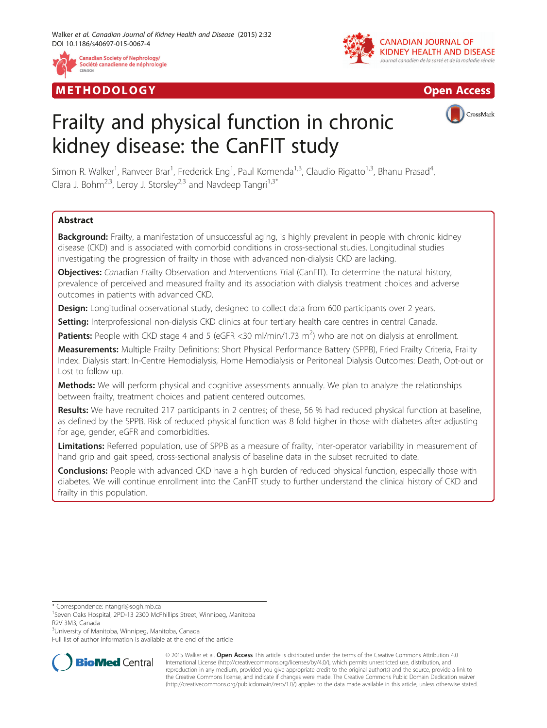METHODOLOGY

Open Access

# Frailty and physical function in chronic kidney disease: the CanFIT study

Simon R. Walker[1], Ranveer Brar[1], Frederick Eng[1], Paul Komenda[1,3], Claudio Rigatto[1,3], Bhanu Prasad[4], Clara J. Bohm[2,3], Leroy J. Storsley[2,3] and Navdeep Tangri[1,3*]

## Abstract

**Background:** Frailty, a manifestation of unsuccessful aging, is highly prevalent in people with chronic kidney disease (CKD) and is associated with comorbid conditions in cross-sectional studies. Longitudinal studies investigating the progression of frailty in those with advanced non-dialysis CKD are lacking.

**Objectives:** *Can*adian *F*railty Observation and *I*nterventions *T*rial (CanFIT). To determine the natural history, prevalence of perceived and measured frailty and its association with dialysis treatment choices and adverse outcomes in patients with advanced CKD.

**Design:** Longitudinal observational study, designed to collect data from 600 participants over 2 years.

**Setting:** Interprofessional non-dialysis CKD clinics at four tertiary health care centres in central Canada.

**Patients:** People with CKD stage 4 and 5 (eGFR <30 ml/min/1.73 m$^2$) who are not on dialysis at enrollment.

**Measurements:** Multiple Frailty Definitions: Short Physical Performance Battery (SPPB), Fried Frailty Criteria, Frailty Index. Dialysis start: In-Centre Hemodialysis, Home Hemodialysis or Peritoneal Dialysis Outcomes: Death, Opt-out or Lost to follow up.

**Methods:** We will perform physical and cognitive assessments annually. We plan to analyze the relationships between frailty, treatment choices and patient centered outcomes.

**Results:** We have recruited 217 participants in 2 centres; of these, 56 % had reduced physical function at baseline, as defined by the SPPB. Risk of reduced physical function was 8 fold higher in those with diabetes after adjusting for age, gender, eGFR and comorbidities.

**Limitations:** Referred population, use of SPPB as a measure of frailty, inter-operator variability in measurement of hand grip and gait speed, cross-sectional analysis of baseline data in the subset recruited to date.

**Conclusions:** People with advanced CKD have a high burden of reduced physical function, especially those with diabetes. We will continue enrollment into the CanFIT study to further understand the clinical history of CKD and frailty in this population.

\* Correspondence: ntangri@sogh.mb.ca
[1]Seven Oaks Hospital, 2PD-13 2300 McPhillips Street, Winnipeg, Manitoba R2V 3M3, Canada
[3]University of Manitoba, Winnipeg, Manitoba, Canada
Full list of author information is available at the end of the article

© 2015 Walker et al. **Open Access** This article is distributed under the terms of the Creative Commons Attribution 4.0 International License (http://creativecommons.org/licenses/by/4.0/), which permits unrestricted use, distribution, and reproduction in any medium, provided you give appropriate credit to the original author(s) and the source, provide a link to the Creative Commons license, and indicate if changes were made. The Creative Commons Public Domain Dedication waiver (http://creativecommons.org/publicdomain/zero/1.0/) applies to the data made available in this article, unless otherwise stated.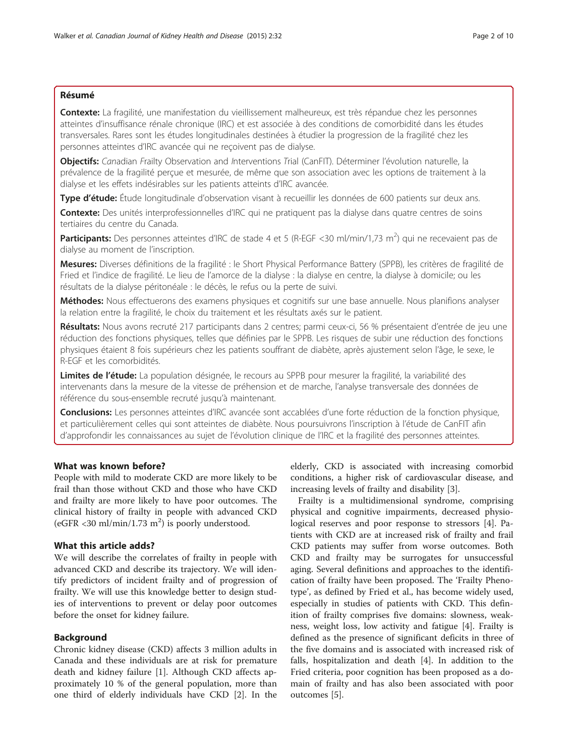## Résumé

**Contexte:** La fragilité, une manifestation du vieillissement malheureux, est très répandue chez les personnes atteintes d'insuffisance rénale chronique (IRC) et est associée à des conditions de comorbidité dans les études transversales. Rares sont les études longitudinales destinées à étudier la progression de la fragilité chez les personnes atteintes d'IRC avancée qui ne reçoivent pas de dialyse.

**Objectifs:** *Can*adian *F*railty Observation and *I*nterventions *T*rial (CanFIT). Déterminer l'évolution naturelle, la prévalence de la fragilité perçue et mesurée, de même que son association avec les options de traitement à la dialyse et les effets indésirables sur les patients atteints d'IRC avancée.

**Type d'étude:** Étude longitudinale d'observation visant à recueillir les données de 600 patients sur deux ans.

**Contexte:** Des unités interprofessionnelles d'IRC qui ne pratiquent pas la dialyse dans quatre centres de soins tertiaires du centre du Canada.

**Participants:** Des personnes atteintes d'IRC de stade 4 et 5 (R-EGF <30 ml/min/1,73 m$^2$) qui ne recevaient pas de dialyse au moment de l'inscription.

**Mesures:** Diverses définitions de la fragilité : le Short Physical Performance Battery (SPPB), les critères de fragilité de Fried et l'indice de fragilité. Le lieu de l'amorce de la dialyse : la dialyse en centre, la dialyse à domicile; ou les résultats de la dialyse péritonéale : le décès, le refus ou la perte de suivi.

**Méthodes:** Nous effectuerons des examens physiques et cognitifs sur une base annuelle. Nous planifions analyser la relation entre la fragilité, le choix du traitement et les résultats axés sur le patient.

**Résultats:** Nous avons recruté 217 participants dans 2 centres; parmi ceux-ci, 56 % présentaient d'entrée de jeu une réduction des fonctions physiques, telles que définies par le SPPB. Les risques de subir une réduction des fonctions physiques étaient 8 fois supérieurs chez les patients souffrant de diabète, après ajustement selon l'âge, le sexe, le R-EGF et les comorbidités.

**Limites de l'étude:** La population désignée, le recours au SPPB pour mesurer la fragilité, la variabilité des intervenants dans la mesure de la vitesse de préhension et de marche, l'analyse transversale des données de référence du sous-ensemble recruté jusqu'à maintenant.

**Conclusions:** Les personnes atteintes d'IRC avancée sont accablées d'une forte réduction de la fonction physique, et particulièrement celles qui sont atteintes de diabète. Nous poursuivrons l'inscription à l'étude de CanFIT afin d'approfondir les connaissances au sujet de l'évolution clinique de l'IRC et la fragilité des personnes atteintes.

## What was known before?

People with mild to moderate CKD are more likely to be frail than those without CKD and those who have CKD and frailty are more likely to have poor outcomes. The clinical history of frailty in people with advanced CKD (eGFR <30 ml/min/1.73 m$^2$) is poorly understood.

## What this article adds?

We will describe the correlates of frailty in people with advanced CKD and describe its trajectory. We will identify predictors of incident frailty and of progression of frailty. We will use this knowledge better to design studies of interventions to prevent or delay poor outcomes before the onset for kidney failure.

## Background

Chronic kidney disease (CKD) affects 3 million adults in Canada and these individuals are at risk for premature death and kidney failure [1]. Although CKD affects approximately 10 % of the general population, more than one third of elderly individuals have CKD [2]. In the elderly, CKD is associated with increasing comorbid conditions, a higher risk of cardiovascular disease, and increasing levels of frailty and disability [3].

Frailty is a multidimensional syndrome, comprising physical and cognitive impairments, decreased physiological reserves and poor response to stressors [4]. Patients with CKD are at increased risk of frailty and frail CKD patients may suffer from worse outcomes. Both CKD and frailty may be surrogates for unsuccessful aging. Several definitions and approaches to the identification of frailty have been proposed. The 'Frailty Phenotype', as defined by Fried et al., has become widely used, especially in studies of patients with CKD. This definition of frailty comprises five domains: slowness, weakness, weight loss, low activity and fatigue [4]. Frailty is defined as the presence of significant deficits in three of the five domains and is associated with increased risk of falls, hospitalization and death [4]. In addition to the Fried criteria, poor cognition has been proposed as a domain of frailty and has also been associated with poor outcomes [5].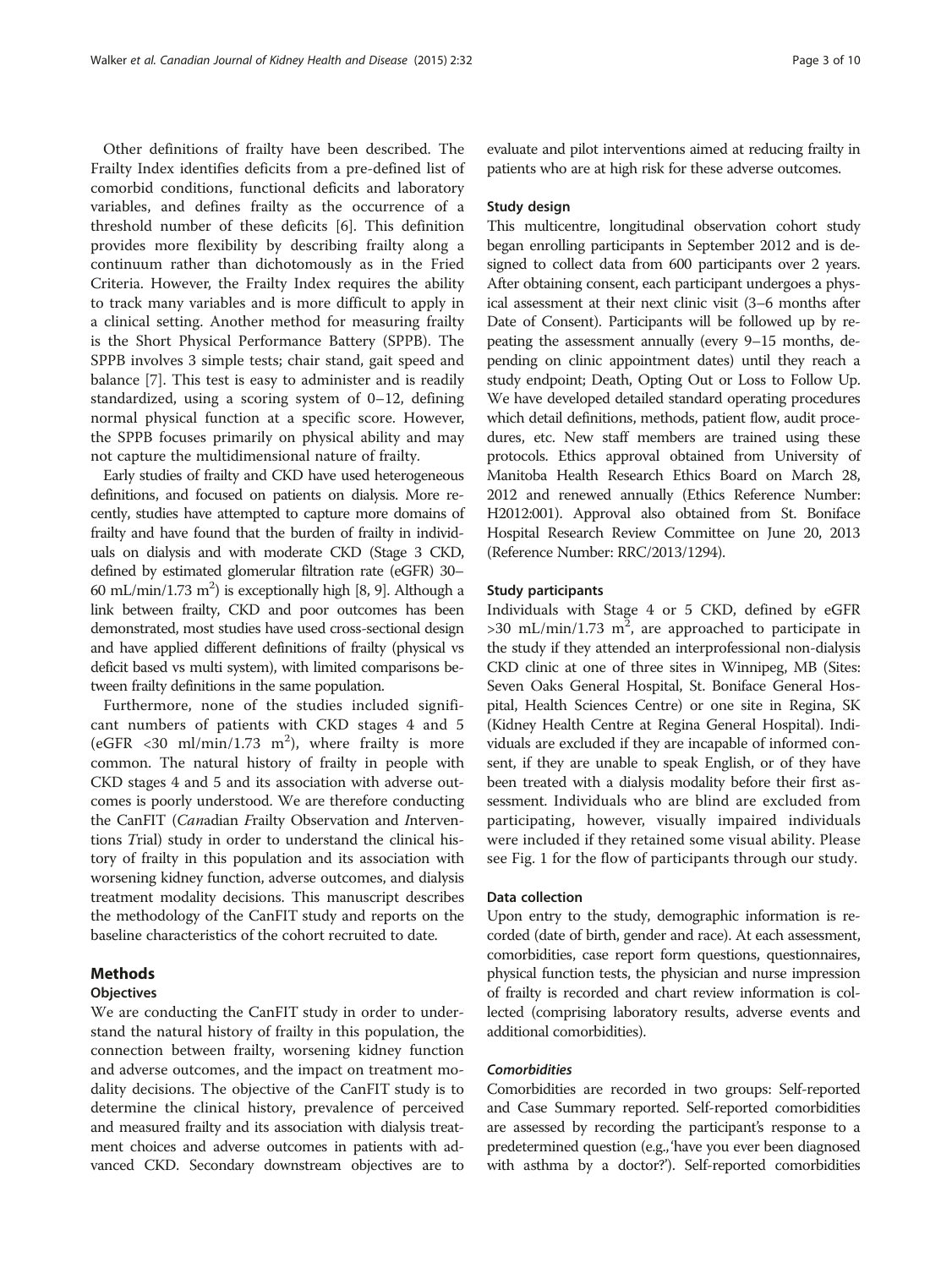Other definitions of frailty have been described. The Frailty Index identifies deficits from a pre-defined list of comorbid conditions, functional deficits and laboratory variables, and defines frailty as the occurrence of a threshold number of these deficits [6]. This definition provides more flexibility by describing frailty along a continuum rather than dichotomously as in the Fried Criteria. However, the Frailty Index requires the ability to track many variables and is more difficult to apply in a clinical setting. Another method for measuring frailty is the Short Physical Performance Battery (SPPB). The SPPB involves 3 simple tests; chair stand, gait speed and balance [7]. This test is easy to administer and is readily standardized, using a scoring system of 0–12, defining normal physical function at a specific score. However, the SPPB focuses primarily on physical ability and may not capture the multidimensional nature of frailty.

Early studies of frailty and CKD have used heterogeneous definitions, and focused on patients on dialysis. More recently, studies have attempted to capture more domains of frailty and have found that the burden of frailty in individuals on dialysis and with moderate CKD (Stage 3 CKD, defined by estimated glomerular filtration rate (eGFR) 30–60 mL/min/1.73 $m^2$) is exceptionally high [8, 9]. Although a link between frailty, CKD and poor outcomes has been demonstrated, most studies have used cross-sectional design and have applied different definitions of frailty (physical vs deficit based vs multi system), with limited comparisons between frailty definitions in the same population.

Furthermore, none of the studies included significant numbers of patients with CKD stages 4 and 5 (eGFR <30 ml/min/1.73 $m^2$), where frailty is more common. The natural history of frailty in people with CKD stages 4 and 5 and its association with adverse outcomes is poorly understood. We are therefore conducting the CanFIT (*Can*adian *F*railty Observation and *I*nterventions *T*rial) study in order to understand the clinical history of frailty in this population and its association with worsening kidney function, adverse outcomes, and dialysis treatment modality decisions. This manuscript describes the methodology of the CanFIT study and reports on the baseline characteristics of the cohort recruited to date.

## Methods

### Objectives

We are conducting the CanFIT study in order to understand the natural history of frailty in this population, the connection between frailty, worsening kidney function and adverse outcomes, and the impact on treatment modality decisions. The objective of the CanFIT study is to determine the clinical history, prevalence of perceived and measured frailty and its association with dialysis treatment choices and adverse outcomes in patients with advanced CKD. Secondary downstream objectives are to evaluate and pilot interventions aimed at reducing frailty in patients who are at high risk for these adverse outcomes.

### Study design

This multicentre, longitudinal observation cohort study began enrolling participants in September 2012 and is designed to collect data from 600 participants over 2 years. After obtaining consent, each participant undergoes a physical assessment at their next clinic visit (3–6 months after Date of Consent). Participants will be followed up by repeating the assessment annually (every 9–15 months, depending on clinic appointment dates) until they reach a study endpoint; Death, Opting Out or Loss to Follow Up. We have developed detailed standard operating procedures which detail definitions, methods, patient flow, audit procedures, etc. New staff members are trained using these protocols. Ethics approval obtained from University of Manitoba Health Research Ethics Board on March 28, 2012 and renewed annually (Ethics Reference Number: H2012:001). Approval also obtained from St. Boniface Hospital Research Review Committee on June 20, 2013 (Reference Number: RRC/2013/1294).

### Study participants

Individuals with Stage 4 or 5 CKD, defined by eGFR >30 mL/min/1.73 $m^2$, are approached to participate in the study if they attended an interprofessional non-dialysis CKD clinic at one of three sites in Winnipeg, MB (Sites: Seven Oaks General Hospital, St. Boniface General Hospital, Health Sciences Centre) or one site in Regina, SK (Kidney Health Centre at Regina General Hospital). Individuals are excluded if they are incapable of informed consent, if they are unable to speak English, or if they have been treated with a dialysis modality before their first assessment. Individuals who are blind are excluded from participating, however, visually impaired individuals were included if they retained some visual ability. Please see Fig. 1 for the flow of participants through our study.

### Data collection

Upon entry to the study, demographic information is recorded (date of birth, gender and race). At each assessment, comorbidities, case report form questions, questionnaires, physical function tests, the physician and nurse impression of frailty is recorded and chart review information is collected (comprising laboratory results, adverse events and additional comorbidities).

#### *Comorbidities*

Comorbidities are recorded in two groups: Self-reported and Case Summary reported. Self-reported comorbidities are assessed by recording the participant's response to a predetermined question (e.g., 'have you ever been diagnosed with asthma by a doctor?'). Self-reported comorbidities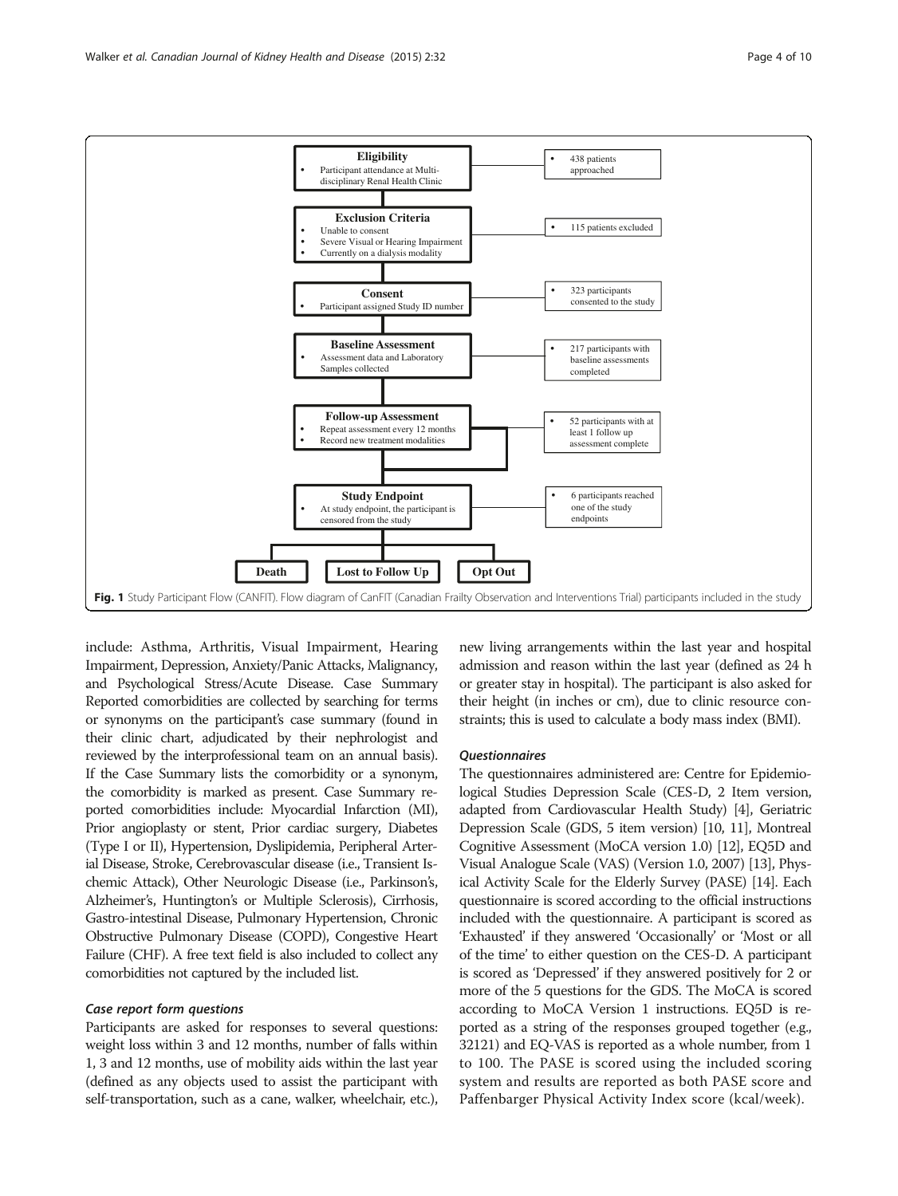Eligibility

- Participant attendance at Multi-disciplinary Renal Health Clinic

- 438 patients approached

Exclusion Criteria

- Unable to consent
- Severe Visual or Hearing Impairment
- Currently on a dialysis modality

- 115 patients excluded

Consent

- Participant assigned Study ID number

- 323 participants consented to the study

Baseline Assessment

- Assessment data and Laboratory Samples collected

- 217 participants with baseline assessments completed

Follow-up Assessment

- Repeat assessment every 12 months
- Record new treatment modalities

- 52 participants with at least 1 follow up assessment complete

Study Endpoint

- At study endpoint, the participant is censored from the study

- 6 participants reached one of the study endpoints

Death

Lost to Follow Up

Opt Out

**Fig. 1** Study Participant Flow (CANFIT). Flow diagram of CanFIT (Canadian Frailty Observation and Interventions Trial) participants included in the study

include: Asthma, Arthritis, Visual Impairment, Hearing Impairment, Depression, Anxiety/Panic Attacks, Malignancy, and Psychological Stress/Acute Disease. Case Summary Reported comorbidities are collected by searching for terms or synonyms on the participant's case summary (found in their clinic chart, adjudicated by their nephrologist and reviewed by the interprofessional team on an annual basis). If the Case Summary lists the comorbidity or a synonym, the comorbidity is marked as present. Case Summary reported comorbidities include: Myocardial Infarction (MI), Prior angioplasty or stent, Prior cardiac surgery, Diabetes (Type I or II), Hypertension, Dyslipidemia, Peripheral Arterial Disease, Stroke, Cerebrovascular disease (i.e., Transient Ischemic Attack), Other Neurologic Disease (i.e., Parkinson's, Alzheimer's, Huntington's or Multiple Sclerosis), Cirrhosis, Gastro-intestinal Disease, Pulmonary Hypertension, Chronic Obstructive Pulmonary Disease (COPD), Congestive Heart Failure (CHF). A free text field is also included to collect any comorbidities not captured by the included list.

#### *Case report form questions*

Participants are asked for responses to several questions: weight loss within 3 and 12 months, number of falls within 1, 3 and 12 months, use of mobility aids within the last year (defined as any objects used to assist the participant with self-transportation, such as a cane, walker, wheelchair, etc.), new living arrangements within the last year and hospital admission and reason within the last year (defined as 24 h or greater stay in hospital). The participant is also asked for their height (in inches or cm), due to clinic resource constraints; this is used to calculate a body mass index (BMI).

#### *Questionnaires*

The questionnaires administered are: Centre for Epidemiological Studies Depression Scale (CES-D, 2 Item version, adapted from Cardiovascular Health Study) [4], Geriatric Depression Scale (GDS, 5 item version) [10, 11], Montreal Cognitive Assessment (MoCA version 1.0) [12], EQ5D and Visual Analogue Scale (VAS) (Version 1.0, 2007) [13], Physical Activity Scale for the Elderly Survey (PASE) [14]. Each questionnaire is scored according to the official instructions included with the questionnaire. A participant is scored as 'Exhausted' if they answered 'Occasionally' or 'Most or all of the time' to either question on the CES-D. A participant is scored as 'Depressed' if they answered positively for 2 or more of the 5 questions for the GDS. The MoCA is scored according to MoCA Version 1 instructions. EQ5D is reported as a string of the responses grouped together (e.g., 32121) and EQ-VAS is reported as a whole number, from 1 to 100. The PASE is scored using the included scoring system and results are reported as both PASE score and Paffenbarger Physical Activity Index score (kcal/week).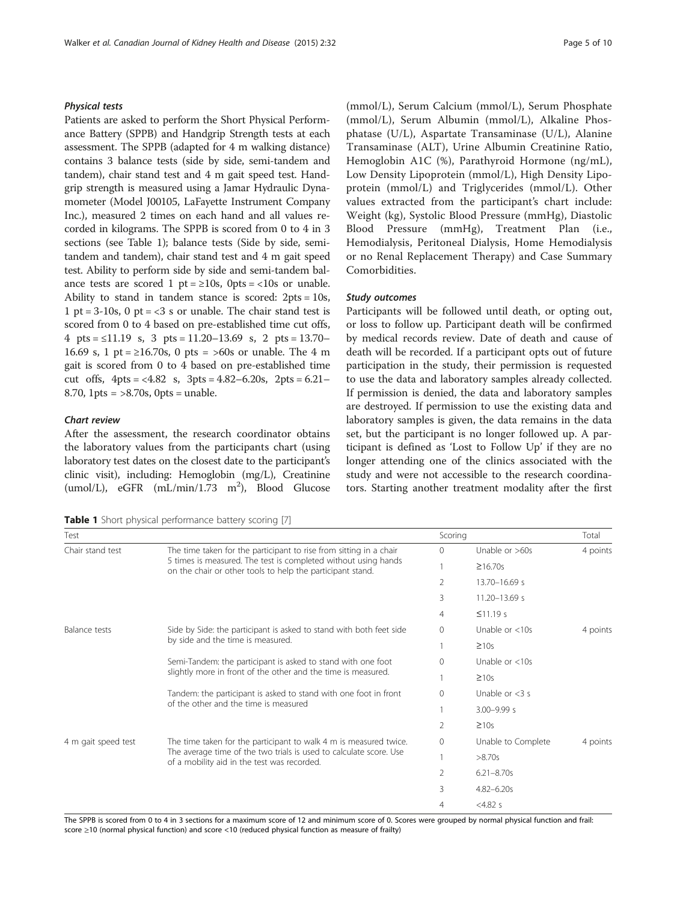### Physical tests

Patients are asked to perform the Short Physical Performance Battery (SPPB) and Handgrip Strength tests at each assessment. The SPPB (adapted for 4 m walking distance) contains 3 balance tests (side by side, semi-tandem and tandem), chair stand test and 4 m gait speed test. Handgrip strength is measured using a Jamar Hydraulic Dynamometer (Model J00105, LaFayette Instrument Company Inc.), measured 2 times on each hand and all values recorded in kilograms. The SPPB is scored from 0 to 4 in 3 sections (see Table 1); balance tests (Side by side, semi-tandem and tandem), chair stand test and 4 m gait speed test. Ability to perform side by side and semi-tandem balance tests are scored 1 pt = ≥10s, 0pts = <10s or unable. Ability to stand in tandem stance is scored: 2pts = 10s, 1 pt = 3-10s, 0 pt = <3 s or unable. The chair stand test is scored from 0 to 4 based on pre-established time cut offs, 4 pts = ≤11.19 s, 3 pts = 11.20–13.69 s, 2 pts = 13.70–16.69 s, 1 pt = ≥16.70s, 0 pts = >60s or unable. The 4 m gait is scored from 0 to 4 based on pre-established time cut offs, 4pts = <4.82 s, 3pts = 4.82–6.20s, 2pts = 6.21–8.70, 1pts = >8.70s, 0pts = unable.

### Chart review

After the assessment, the research coordinator obtains the laboratory values from the participants chart (using laboratory test dates on the closest date to the participant's clinic visit), including: Hemoglobin (mg/L), Creatinine (umol/L), eGFR (mL/min/1.73 $m^2$), Blood Glucose (mmol/L), Serum Calcium (mmol/L), Serum Phosphate (mmol/L), Serum Albumin (mmol/L), Alkaline Phosphatase (U/L), Aspartate Transaminase (U/L), Alanine Transaminase (ALT), Urine Albumin Creatinine Ratio, Hemoglobin A1C (%), Parathyroid Hormone (ng/mL), Low Density Lipoprotein (mmol/L), High Density Lipoprotein (mmol/L) and Triglycerides (mmol/L). Other values extracted from the participant's chart include: Weight (kg), Systolic Blood Pressure (mmHg), Diastolic Blood Pressure (mmHg), Treatment Plan (i.e., Hemodialysis, Peritoneal Dialysis, Home Hemodialysis or no Renal Replacement Therapy) and Case Summary Comorbidities.

### Study outcomes

Participants will be followed until death, or opting out, or loss to follow up. Participant death will be confirmed by medical records review. Date of death and cause of death will be recorded. If a participant opts out of future participation in the study, their permission is requested to use the data and laboratory samples already collected. If permission is denied, the data and laboratory samples are destroyed. If permission to use the existing data and laboratory samples is given, the data remains in the data set, but the participant is no longer followed up. A participant is defined as 'Lost to Follow Up' if they are no longer attending one of the clinics associated with the study and were not accessible to the research coordinators. Starting another treatment modality after the first

**Table 1** Short physical performance battery scoring [7]

| Test | | Scoring | | Total |
|---|---|---|---|---|
| Chair stand test | The time taken for the participant to rise from sitting in a chair 5 times is measured. The test is completed without using hands on the chair or other tools to help the participant stand. | 0 | Unable or >60s | 4 points |
| | | 1 | ≥16.70s | |
| | | 2 | 13.70–16.69 s | |
| | | 3 | 11.20–13.69 s | |
| | | 4 | ≤11.19 s | |
| Balance tests | Side by Side: the participant is asked to stand with both feet side by side and the time is measured. | 0 | Unable or <10s | 4 points |
| | | 1 | ≥10s | |
| | Semi-Tandem: the participant is asked to stand with one foot slightly more in front of the other and the time is measured. | 0 | Unable or <10s | |
| | | 1 | ≥10s | |
| | Tandem: the participant is asked to stand with one foot in front of the other and the time is measured | 0 | Unable or <3 s | |
| | | 1 | 3.00–9.99 s | |
| | | 2 | ≥10s | |
| 4 m gait speed test | The time taken for the participant to walk 4 m is measured twice. The average time of the two trials is used to calculate score. Use of a mobility aid in the test was recorded. | 0 | Unable to Complete | 4 points |
| | | 1 | >8.70s | |
| | | 2 | 6.21–8.70s | |
| | | 3 | 4.82–6.20s | |
| | | 4 | <4.82 s | |

The SPPB is scored from 0 to 4 in 3 sections for a maximum score of 12 and minimum score of 0. Scores were grouped by normal physical function and frail: score ≥10 (normal physical function) and score <10 (reduced physical function as measure of frailty)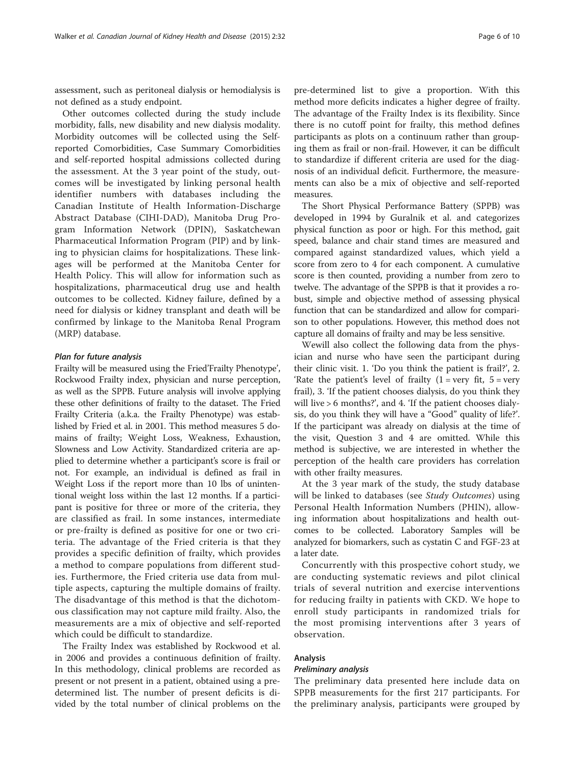assessment, such as peritoneal dialysis or hemodialysis is not defined as a study endpoint.

Other outcomes collected during the study include morbidity, falls, new disability and new dialysis modality. Morbidity outcomes will be collected using the Self-reported Comorbidities, Case Summary Comorbidities and self-reported hospital admissions collected during the assessment. At the 3 year point of the study, outcomes will be investigated by linking personal health identifier numbers with databases including the Canadian Institute of Health Information-Discharge Abstract Database (CIHI-DAD), Manitoba Drug Program Information Network (DPIN), Saskatchewan Pharmaceutical Information Program (PIP) and by linking to physician claims for hospitalizations. These linkages will be performed at the Manitoba Center for Health Policy. This will allow for information such as hospitalizations, pharmaceutical drug use and health outcomes to be collected. Kidney failure, defined by a need for dialysis or kidney transplant and death will be confirmed by linkage to the Manitoba Renal Program (MRP) database.

#### *Plan for future analysis*

Frailty will be measured using the Fried'Frailty Phenotype', Rockwood Frailty index, physician and nurse perception, as well as the SPPB. Future analysis will involve applying these other definitions of frailty to the dataset. The Fried Frailty Criteria (a.k.a. the Frailty Phenotype) was established by Fried et al. in 2001. This method measures 5 domains of frailty; Weight Loss, Weakness, Exhaustion, Slowness and Low Activity. Standardized criteria are applied to determine whether a participant's score is frail or not. For example, an individual is defined as frail in Weight Loss if the report more than 10 lbs of unintentional weight loss within the last 12 months. If a participant is positive for three or more of the criteria, they are classified as frail. In some instances, intermediate or pre-frailty is defined as positive for one or two criteria. The advantage of the Fried criteria is that they provides a specific definition of frailty, which provides a method to compare populations from different studies. Furthermore, the Fried criteria use data from multiple aspects, capturing the multiple domains of frailty. The disadvantage of this method is that the dichotomous classification may not capture mild frailty. Also, the measurements are a mix of objective and self-reported which could be difficult to standardize.

The Frailty Index was established by Rockwood et al. in 2006 and provides a continuous definition of frailty. In this methodology, clinical problems are recorded as present or not present in a patient, obtained using a predetermined list. The number of present deficits is divided by the total number of clinical problems on the pre-determined list to give a proportion. With this method more deficits indicates a higher degree of frailty. The advantage of the Frailty Index is its flexibility. Since there is no cutoff point for frailty, this method defines participants as plots on a continuum rather than grouping them as frail or non-frail. However, it can be difficult to standardize if different criteria are used for the diagnosis of an individual deficit. Furthermore, the measurements can also be a mix of objective and self-reported measures.

The Short Physical Performance Battery (SPPB) was developed in 1994 by Guralnik et al. and categorizes physical function as poor or high. For this method, gait speed, balance and chair stand times are measured and compared against standardized values, which yield a score from zero to 4 for each component. A cumulative score is then counted, providing a number from zero to twelve. The advantage of the SPPB is that it provides a robust, simple and objective method of assessing physical function that can be standardized and allow for comparison to other populations. However, this method does not capture all domains of frailty and may be less sensitive.

Wewill also collect the following data from the physician and nurse who have seen the participant during their clinic visit. 1. 'Do you think the patient is frail?', 2. 'Rate the patient's level of frailty (1 = very fit, 5 = very frail), 3. 'If the patient chooses dialysis, do you think they will live > 6 months?', and 4. 'If the patient chooses dialysis, do you think they will have a "Good" quality of life?'. If the participant was already on dialysis at the time of the visit, Question 3 and 4 are omitted. While this method is subjective, we are interested in whether the perception of the health care providers has correlation with other frailty measures.

At the 3 year mark of the study, the study database will be linked to databases (see *Study Outcomes*) using Personal Health Information Numbers (PHIN), allowing information about hospitalizations and health outcomes to be collected. Laboratory Samples will be analyzed for biomarkers, such as cystatin C and FGF-23 at a later date.

Concurrently with this prospective cohort study, we are conducting systematic reviews and pilot clinical trials of several nutrition and exercise interventions for reducing frailty in patients with CKD. We hope to enroll study participants in randomized trials for the most promising interventions after 3 years of observation.

### Analysis

#### *Preliminary analysis*

The preliminary data presented here include data on SPPB measurements for the first 217 participants. For the preliminary analysis, participants were grouped by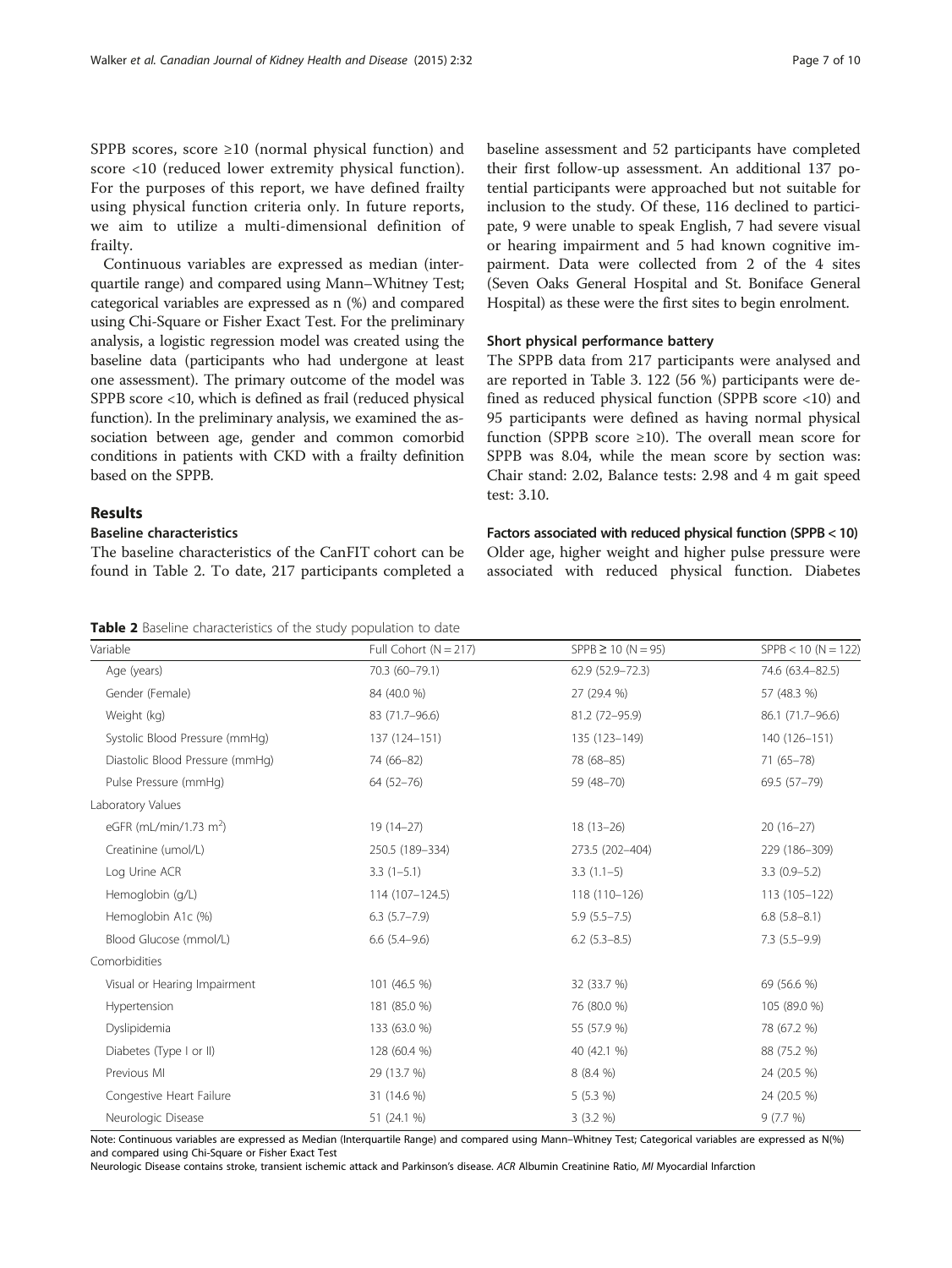SPPB scores, score ≥10 (normal physical function) and score <10 (reduced lower extremity physical function). For the purposes of this report, we have defined frailty using physical function criteria only. In future reports, we aim to utilize a multi-dimensional definition of frailty.

Continuous variables are expressed as median (interquartile range) and compared using Mann–Whitney Test; categorical variables are expressed as n (%) and compared using Chi-Square or Fisher Exact Test. For the preliminary analysis, a logistic regression model was created using the baseline data (participants who had undergone at least one assessment). The primary outcome of the model was SPPB score <10, which is defined as frail (reduced physical function). In the preliminary analysis, we examined the association between age, gender and common comorbid conditions in patients with CKD with a frailty definition based on the SPPB.

## Results

### Baseline characteristics

The baseline characteristics of the CanFIT cohort can be found in Table 2. To date, 217 participants completed a baseline assessment and 52 participants have completed their first follow-up assessment. An additional 137 potential participants were approached but not suitable for inclusion to the study. Of these, 116 declined to participate, 9 were unable to speak English, 7 had severe visual or hearing impairment and 5 had known cognitive impairment. Data were collected from 2 of the 4 sites (Seven Oaks General Hospital and St. Boniface General Hospital) as these were the first sites to begin enrolment.

### Short physical performance battery

The SPPB data from 217 participants were analysed and are reported in Table 3. 122 (56 %) participants were defined as reduced physical function (SPPB score <10) and 95 participants were defined as having normal physical function (SPPB score ≥10). The overall mean score for SPPB was 8.04, while the mean score by section was: Chair stand: 2.02, Balance tests: 2.98 and 4 m gait speed test: 3.10.

### Factors associated with reduced physical function (SPPB < 10)

Older age, higher weight and higher pulse pressure were associated with reduced physical function. Diabetes

**Table 2** Baseline characteristics of the study population to date

| Variable | Full Cohort (N = 217) | SPPB ≥ 10 (N = 95) | SPPB < 10 (N = 122) |
|---|---|---|---|
| Age (years) | 70.3 (60–79.1) | 62.9 (52.9–72.3) | 74.6 (63.4–82.5) |
| Gender (Female) | 84 (40.0 %) | 27 (29.4 %) | 57 (48.3 %) |
| Weight (kg) | 83 (71.7–96.6) | 81.2 (72–95.9) | 86.1 (71.7–96.6) |
| Systolic Blood Pressure (mmHg) | 137 (124–151) | 135 (123–149) | 140 (126–151) |
| Diastolic Blood Pressure (mmHg) | 74 (66–82) | 78 (68–85) | 71 (65–78) |
| Pulse Pressure (mmHg) | 64 (52–76) | 59 (48–70) | 69.5 (57–79) |
| Laboratory Values | | | |
| eGFR (mL/min/1.73 $m^2$) | 19 (14–27) | 18 (13–26) | 20 (16–27) |
| Creatinine (umol/L) | 250.5 (189–334) | 273.5 (202–404) | 229 (186–309) |
| Log Urine ACR | 3.3 (1–5.1) | 3.3 (1.1–5) | 3.3 (0.9–5.2) |
| Hemoglobin (g/L) | 114 (107–124.5) | 118 (110–126) | 113 (105–122) |
| Hemoglobin A1c (%) | 6.3 (5.7–7.9) | 5.9 (5.5–7.5) | 6.8 (5.8–8.1) |
| Blood Glucose (mmol/L) | 6.6 (5.4–9.6) | 6.2 (5.3–8.5) | 7.3 (5.5–9.9) |
| Comorbidities | | | |
| Visual or Hearing Impairment | 101 (46.5 %) | 32 (33.7 %) | 69 (56.6 %) |
| Hypertension | 181 (85.0 %) | 76 (80.0 %) | 105 (89.0 %) |
| Dyslipidemia | 133 (63.0 %) | 55 (57.9 %) | 78 (67.2 %) |
| Diabetes (Type I or II) | 128 (60.4 %) | 40 (42.1 %) | 88 (75.2 %) |
| Previous MI | 29 (13.7 %) | 8 (8.4 %) | 24 (20.5 %) |
| Congestive Heart Failure | 31 (14.6 %) | 5 (5.3 %) | 24 (20.5 %) |
| Neurologic Disease | 51 (24.1 %) | 3 (3.2 %) | 9 (7.7 %) |

Note: Continuous variables are expressed as Median (Interquartile Range) and compared using Mann–Whitney Test; Categorical variables are expressed as N(%) and compared using Chi-Square or Fisher Exact Test

Neurologic Disease contains stroke, transient ischemic attack and Parkinson's disease. *ACR* Albumin Creatinine Ratio, *MI* Myocardial Infarction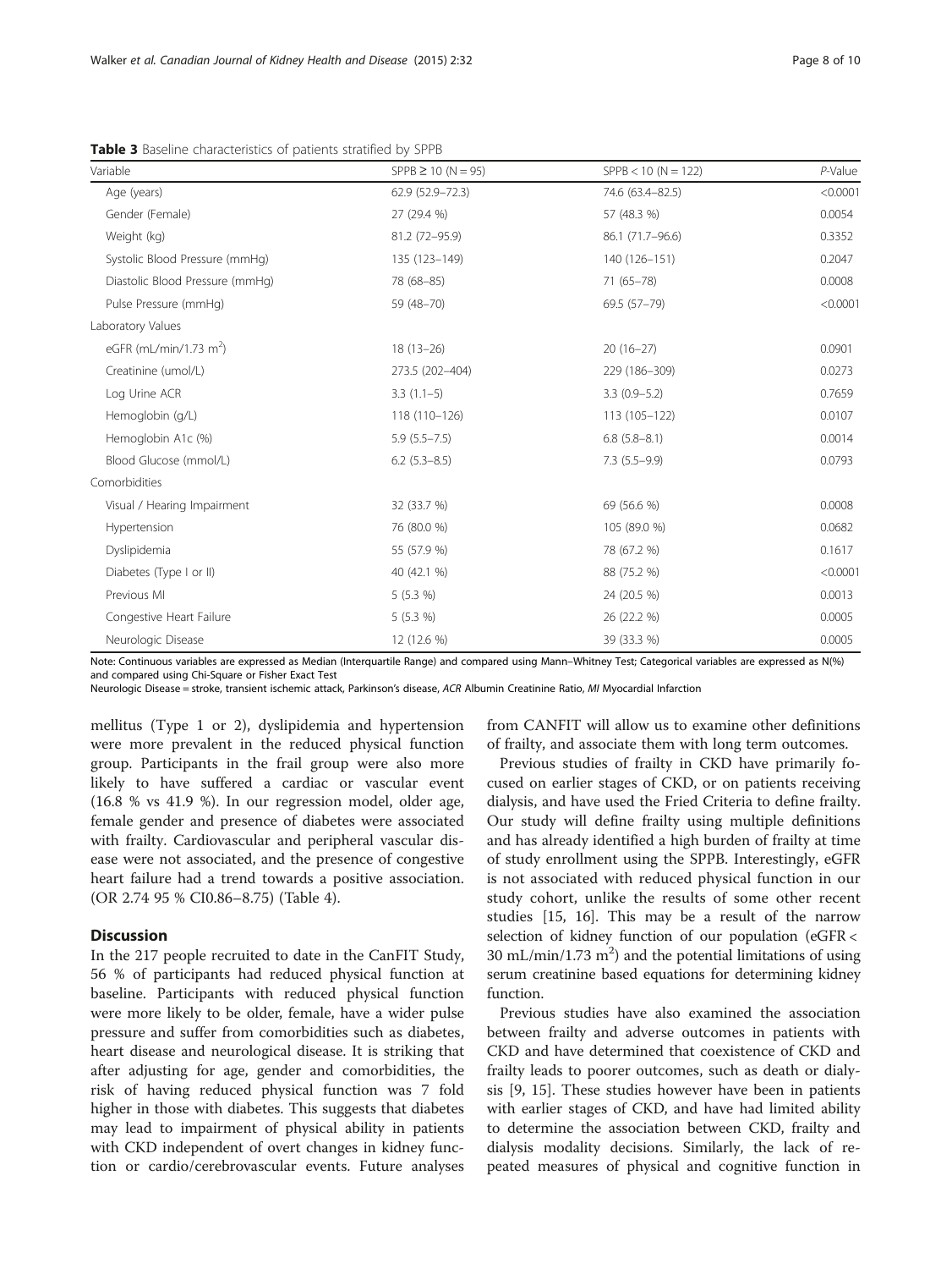**Table 3** Baseline characteristics of patients stratified by SPPB

| Variable | SPPB ≥ 10 (N = 95) | SPPB < 10 (N = 122) | *P*-Value |
|---|---|---|---|
| Age (years) | 62.9 (52.9–72.3) | 74.6 (63.4–82.5) | <0.0001 |
| Gender (Female) | 27 (29.4 %) | 57 (48.3 %) | 0.0054 |
| Weight (kg) | 81.2 (72–95.9) | 86.1 (71.7–96.6) | 0.3352 |
| Systolic Blood Pressure (mmHg) | 135 (123–149) | 140 (126–151) | 0.2047 |
| Diastolic Blood Pressure (mmHg) | 78 (68–85) | 71 (65–78) | 0.0008 |
| Pulse Pressure (mmHg) | 59 (48–70) | 69.5 (57–79) | <0.0001 |
| Laboratory Values | | | |
| eGFR (mL/min/1.73 $m^2$) | 18 (13–26) | 20 (16–27) | 0.0901 |
| Creatinine (umol/L) | 273.5 (202–404) | 229 (186–309) | 0.0273 |
| Log Urine ACR | 3.3 (1.1–5) | 3.3 (0.9–5.2) | 0.7659 |
| Hemoglobin (g/L) | 118 (110–126) | 113 (105–122) | 0.0107 |
| Hemoglobin A1c (%) | 5.9 (5.5–7.5) | 6.8 (5.8–8.1) | 0.0014 |
| Blood Glucose (mmol/L) | 6.2 (5.3–8.5) | 7.3 (5.5–9.9) | 0.0793 |
| Comorbidities | | | |
| Visual / Hearing Impairment | 32 (33.7 %) | 69 (56.6 %) | 0.0008 |
| Hypertension | 76 (80.0 %) | 105 (89.0 %) | 0.0682 |
| Dyslipidemia | 55 (57.9 %) | 78 (67.2 %) | 0.1617 |
| Diabetes (Type I or II) | 40 (42.1 %) | 88 (75.2 %) | <0.0001 |
| Previous MI | 5 (5.3 %) | 24 (20.5 %) | 0.0013 |
| Congestive Heart Failure | 5 (5.3 %) | 26 (22.2 %) | 0.0005 |
| Neurologic Disease | 12 (12.6 %) | 39 (33.3 %) | 0.0005 |

Note: Continuous variables are expressed as Median (Interquartile Range) and compared using Mann–Whitney Test; Categorical variables are expressed as N(%) and compared using Chi-Square or Fisher Exact Test

Neurologic Disease = stroke, transient ischemic attack, Parkinson's disease, *ACR* Albumin Creatinine Ratio, *MI* Myocardial Infarction

mellitus (Type 1 or 2), dyslipidemia and hypertension were more prevalent in the reduced physical function group. Participants in the frail group were also more likely to have suffered a cardiac or vascular event (16.8 % vs 41.9 %). In our regression model, older age, female gender and presence of diabetes were associated with frailty. Cardiovascular and peripheral vascular disease were not associated, and the presence of congestive heart failure had a trend towards a positive association. (OR 2.74 95 % CI0.86–8.75) (Table 4).

## Discussion

In the 217 people recruited to date in the CanFIT Study, 56 % of participants had reduced physical function at baseline. Participants with reduced physical function were more likely to be older, female, have a wider pulse pressure and suffer from comorbidities such as diabetes, heart disease and neurological disease. It is striking that after adjusting for age, gender and comorbidities, the risk of having reduced physical function was 7 fold higher in those with diabetes. This suggests that diabetes may lead to impairment of physical ability in patients with CKD independent of overt changes in kidney function or cardio/cerebrovascular events. Future analyses from CANFIT will allow us to examine other definitions of frailty, and associate them with long term outcomes.

Previous studies of frailty in CKD have primarily focused on earlier stages of CKD, or on patients receiving dialysis, and have used the Fried Criteria to define frailty. Our study will define frailty using multiple definitions and has already identified a high burden of frailty at time of study enrollment using the SPPB. Interestingly, eGFR is not associated with reduced physical function in our study cohort, unlike the results of some other recent studies [15, 16]. This may be a result of the narrow selection of kidney function of our population (eGFR < 30 mL/min/1.73 $m^2$) and the potential limitations of using serum creatinine based equations for determining kidney function.

Previous studies have also examined the association between frailty and adverse outcomes in patients with CKD and have determined that coexistence of CKD and frailty leads to poorer outcomes, such as death or dialysis [9, 15]. These studies however have been in patients with earlier stages of CKD, and have had limited ability to determine the association between CKD, frailty and dialysis modality decisions. Similarly, the lack of repeated measures of physical and cognitive function in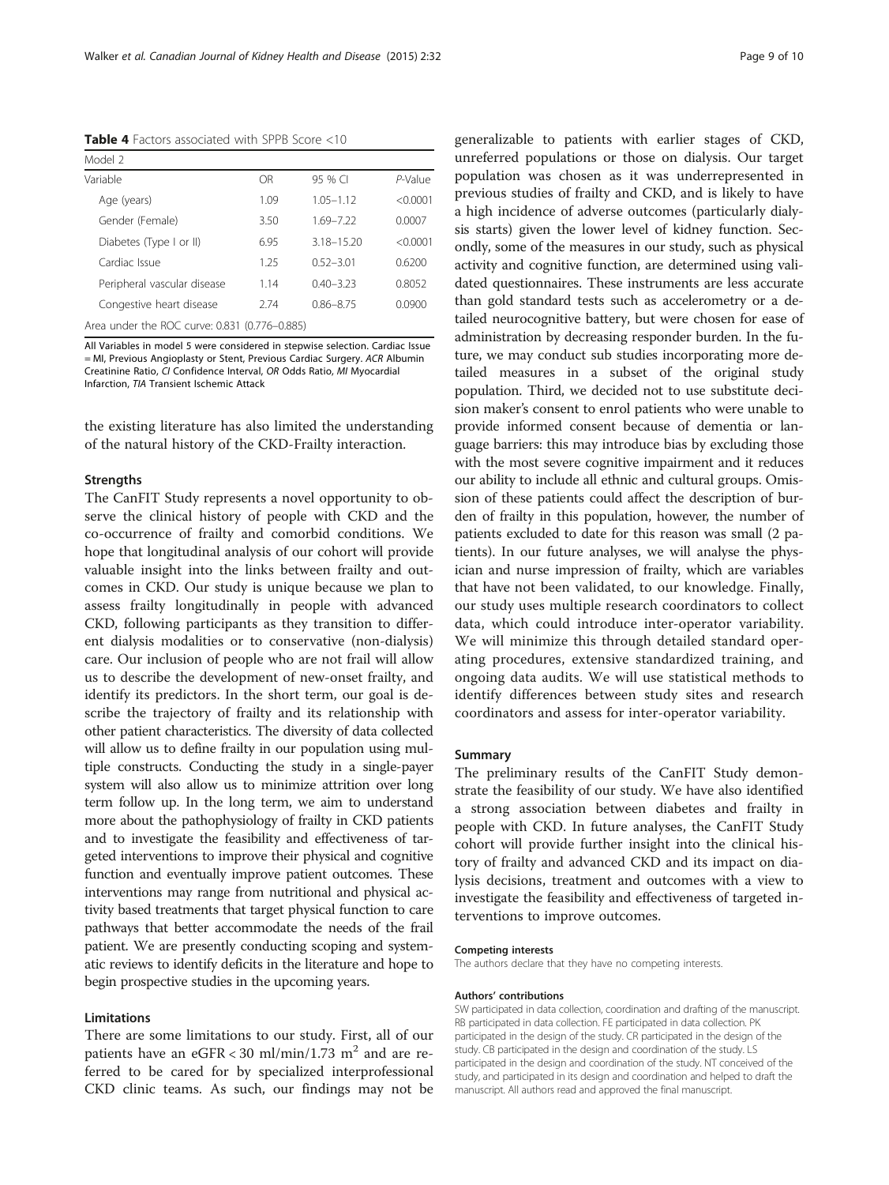**Table 4** Factors associated with SPPB Score <10

| Model 2 | | | |
|---|---|---|---|
| Variable | OR | 95 % CI | *P*-Value |
| Age (years) | 1.09 | 1.05–1.12 | <0.0001 |
| Gender (Female) | 3.50 | 1.69–7.22 | 0.0007 |
| Diabetes (Type I or II) | 6.95 | 3.18–15.20 | <0.0001 |
| Cardiac Issue | 1.25 | 0.52–3.01 | 0.6200 |
| Peripheral vascular disease | 1.14 | 0.40–3.23 | 0.8052 |
| Congestive heart disease | 2.74 | 0.86–8.75 | 0.0900 |
| Area under the ROC curve: 0.831 (0.776–0.885) | | | |

All Variables in model 5 were considered in stepwise selection. Cardiac Issue = MI, Previous Angioplasty or Stent, Previous Cardiac Surgery. *ACR* Albumin Creatinine Ratio, *CI* Confidence Interval, *OR* Odds Ratio, *MI* Myocardial Infarction, *TIA* Transient Ischemic Attack

the existing literature has also limited the understanding of the natural history of the CKD-Frailty interaction.

### Strengths

The CanFIT Study represents a novel opportunity to observe the clinical history of people with CKD and the co-occurrence of frailty and comorbid conditions. We hope that longitudinal analysis of our cohort will provide valuable insight into the links between frailty and outcomes in CKD. Our study is unique because we plan to assess frailty longitudinally in people with advanced CKD, following participants as they transition to different dialysis modalities or to conservative (non-dialysis) care. Our inclusion of people who are not frail will allow us to describe the development of new-onset frailty, and identify its predictors. In the short term, our goal is describe the trajectory of frailty and its relationship with other patient characteristics. The diversity of data collected will allow us to define frailty in our population using multiple constructs. Conducting the study in a single-payer system will also allow us to minimize attrition over long term follow up. In the long term, we aim to understand more about the pathophysiology of frailty in CKD patients and to investigate the feasibility and effectiveness of targeted interventions to improve their physical and cognitive function and eventually improve patient outcomes. These interventions may range from nutritional and physical activity based treatments that target physical function to care pathways that better accommodate the needs of the frail patient. We are presently conducting scoping and systematic reviews to identify deficits in the literature and hope to begin prospective studies in the upcoming years.

### Limitations

There are some limitations to our study. First, all of our patients have an eGFR < 30 ml/min/1.73 $m^2$ and are referred to be cared for by specialized interprofessional CKD clinic teams. As such, our findings may not be generalizable to patients with earlier stages of CKD, unreferred populations or those on dialysis. Our target population was chosen as it was underrepresented in previous studies of frailty and CKD, and is likely to have a high incidence of adverse outcomes (particularly dialysis starts) given the lower level of kidney function. Secondly, some of the measures in our study, such as physical activity and cognitive function, are determined using validated questionnaires. These instruments are less accurate than gold standard tests such as accelerometry or a detailed neurocognitive battery, but were chosen for ease of administration by decreasing responder burden. In the future, we may conduct sub studies incorporating more detailed measures in a subset of the original study population. Third, we decided not to use substitute decision maker's consent to enrol patients who were unable to provide informed consent because of dementia or language barriers: this may introduce bias by excluding those with the most severe cognitive impairment and it reduces our ability to include all ethnic and cultural groups. Omission of these patients could affect the description of burden of frailty in this population, however, the number of patients excluded to date for this reason was small (2 patients). In our future analyses, we will analyse the physician and nurse impression of frailty, which are variables that have not been validated, to our knowledge. Finally, our study uses multiple research coordinators to collect data, which could introduce inter-operator variability. We will minimize this through detailed standard operating procedures, extensive standardized training, and ongoing data audits. We will use statistical methods to identify differences between study sites and research coordinators and assess for inter-operator variability.

## Summary

The preliminary results of the CanFIT Study demonstrate the feasibility of our study. We have also identified a strong association between diabetes and frailty in people with CKD. In future analyses, the CanFIT Study cohort will provide further insight into the clinical history of frailty and advanced CKD and its impact on dialysis decisions, treatment and outcomes with a view to investigate the feasibility and effectiveness of targeted interventions to improve outcomes.

#### Competing interests

The authors declare that they have no competing interests.

#### Authors' contributions

SW participated in data collection, coordination and drafting of the manuscript. RB participated in data collection. FE participated in data collection. PK participated in the design of the study. CR participated in the design of the study. CB participated in the design and coordination of the study. LS participated in the design and coordination of the study. NT conceived of the study, and participated in its design and coordination and helped to draft the manuscript. All authors read and approved the final manuscript.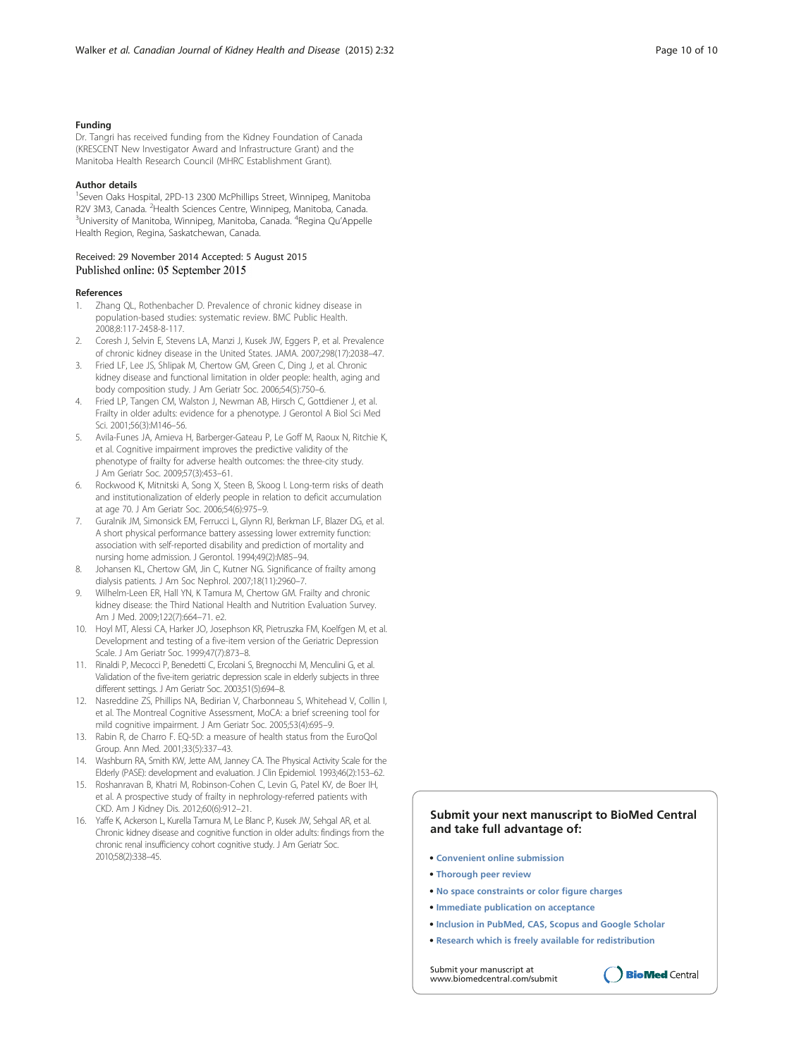### Funding

Dr. Tangri has received funding from the Kidney Foundation of Canada (KRESCENT New Investigator Award and Infrastructure Grant) and the Manitoba Health Research Council (MHRC Establishment Grant).

### Author details

[1]Seven Oaks Hospital, 2PD-13 2300 McPhillips Street, Winnipeg, Manitoba R2V 3M3, Canada. [2]Health Sciences Centre, Winnipeg, Manitoba, Canada. [3]University of Manitoba, Winnipeg, Manitoba, Canada. [4]Regina Qu'Appelle Health Region, Regina, Saskatchewan, Canada.

Received: 29 November 2014 Accepted: 5 August 2015
Published online: 05 September 2015

### References

1. Zhang QL, Rothenbacher D. Prevalence of chronic kidney disease in population-based studies: systematic review. BMC Public Health. 2008;8:117-2458-8-117.
2. Coresh J, Selvin E, Stevens LA, Manzi J, Kusek JW, Eggers P, et al. Prevalence of chronic kidney disease in the United States. JAMA. 2007;298(17):2038–47.
3. Fried LF, Lee JS, Shlipak M, Chertow GM, Green C, Ding J, et al. Chronic kidney disease and functional limitation in older people: health, aging and body composition study. J Am Geriatr Soc. 2006;54(5):750–6.
4. Fried LP, Tangen CM, Walston J, Newman AB, Hirsch C, Gottdiener J, et al. Frailty in older adults: evidence for a phenotype. J Gerontol A Biol Sci Med Sci. 2001;56(3):M146–56.
5. Avila-Funes JA, Amieva H, Barberger-Gateau P, Le Goff M, Raoux N, Ritchie K, et al. Cognitive impairment improves the predictive validity of the phenotype of frailty for adverse health outcomes: the three-city study. J Am Geriatr Soc. 2009;57(3):453–61.
6. Rockwood K, Mitnitski A, Song X, Steen B, Skoog I. Long-term risks of death and institutionalization of elderly people in relation to deficit accumulation at age 70. J Am Geriatr Soc. 2006;54(6):975–9.
7. Guralnik JM, Simonsick EM, Ferrucci L, Glynn RJ, Berkman LF, Blazer DG, et al. A short physical performance battery assessing lower extremity function: association with self-reported disability and prediction of mortality and nursing home admission. J Gerontol. 1994;49(2):M85–94.
8. Johansen KL, Chertow GM, Jin C, Kutner NG. Significance of frailty among dialysis patients. J Am Soc Nephrol. 2007;18(11):2960–7.
9. Wilhelm-Leen ER, Hall YN, K Tamura M, Chertow GM. Frailty and chronic kidney disease: the Third National Health and Nutrition Evaluation Survey. Am J Med. 2009;122(7):664–71. e2.
10. Hoyl MT, Alessi CA, Harker JO, Josephson KR, Pietruszka FM, Koelfgen M, et al. Development and testing of a five-item version of the Geriatric Depression Scale. J Am Geriatr Soc. 1999;47(7):873–8.
11. Rinaldi P, Mecocci P, Benedetti C, Ercolani S, Bregnocchi M, Menculini G, et al. Validation of the five-item geriatric depression scale in elderly subjects in three different settings. J Am Geriatr Soc. 2003;51(5):694–8.
12. Nasreddine ZS, Phillips NA, Bedirian V, Charbonneau S, Whitehead V, Collin I, et al. The Montreal Cognitive Assessment, MoCA: a brief screening tool for mild cognitive impairment. J Am Geriatr Soc. 2005;53(4):695–9.
13. Rabin R, de Charro F. EQ-5D: a measure of health status from the EuroQol Group. Ann Med. 2001;33(5):337–43.
14. Washburn RA, Smith KW, Jette AM, Janney CA. The Physical Activity Scale for the Elderly (PASE): development and evaluation. J Clin Epidemiol. 1993;46(2):153–62.
15. Roshanravan B, Khatri M, Robinson-Cohen C, Levin G, Patel KV, de Boer IH, et al. A prospective study of frailty in nephrology-referred patients with CKD. Am J Kidney Dis. 2012;60(6):912–21.
16. Yaffe K, Ackerson L, Kurella Tamura M, Le Blanc P, Kusek JW, Sehgal AR, et al. Chronic kidney disease and cognitive function in older adults: findings from the chronic renal insufficiency cohort cognitive study. J Am Geriatr Soc. 2010;58(2):338–45.

**Submit your next manuscript to BioMed Central and take full advantage of:**

- **Convenient online submission**
- **Thorough peer review**
- **No space constraints or color figure charges**
- **Immediate publication on acceptance**
- **Inclusion in PubMed, CAS, Scopus and Google Scholar**
- **Research which is freely available for redistribution**

Submit your manuscript at
www.biomedcentral.com/submit

BioMed Central